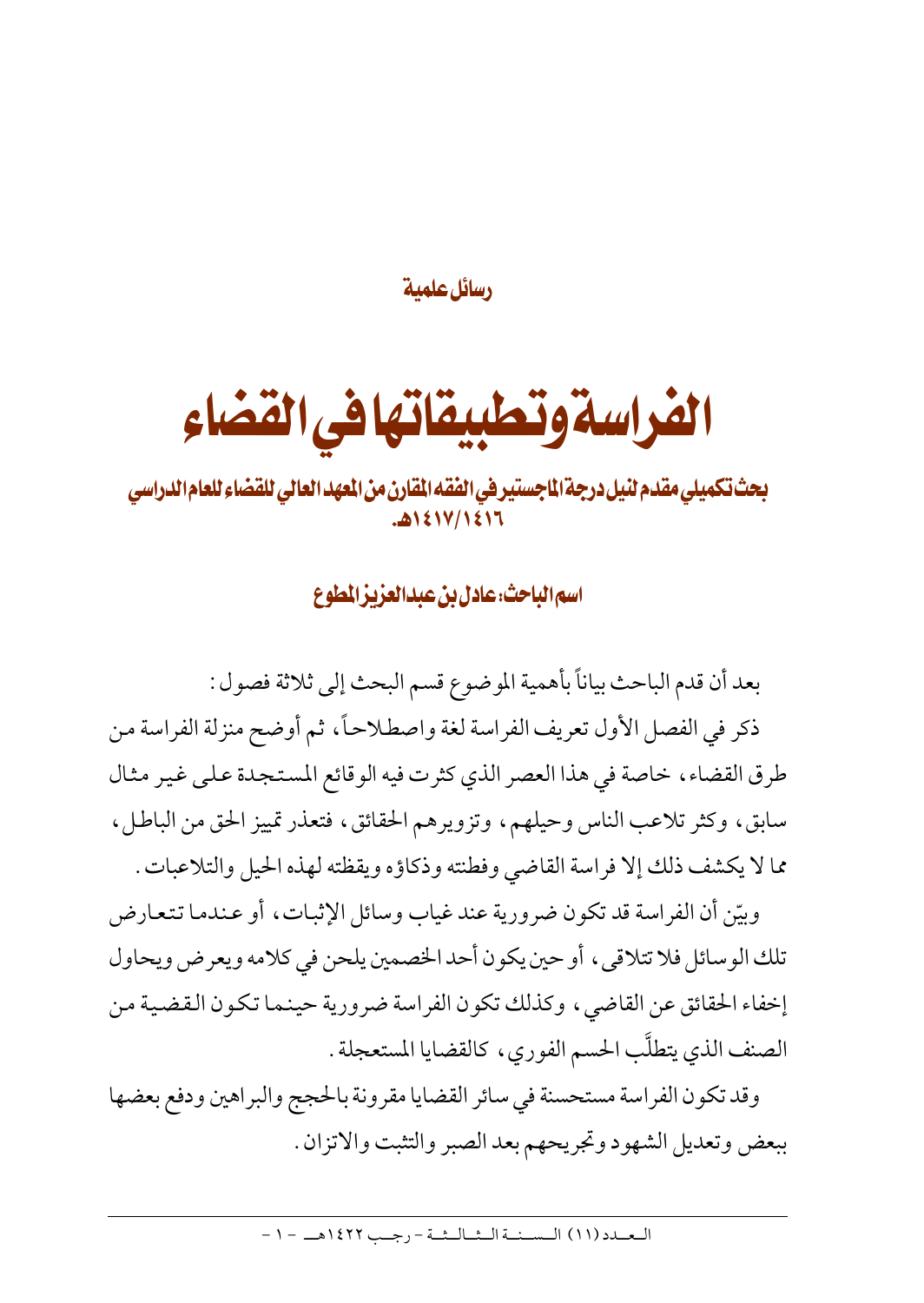رسائل علمية

# الفراسة وتطبيقاتها في القضاء

**بحث تكميلي مقدم لنيل درجة الماجستير في الفقه المقارن من المعهد العالي للقضاء للعام الدراسي ١٤١٦/١٤١٧هـ.**

**اسم الباحث: عادل بن عبدالعزيز المطوع**

بعد أن قدم الباحث بياناً بأهمية الموضوع قسم البحث إلى ثلاثة فصول:

ذكر في الفصل الأول تعريف الفراسة لغة واصطلاحاً، ثم أوضح منزلة الفراسة من طرق القضاء، خاصة في هذا العصر الذي كثرت فيه الوقائع المستجدة على غير مثال سابق، وكثر تلاعب الناس وحيلهم، وتزويرهم الحقائق، فتعذر تمييز الحق من الباطل، مما لا يكشف ذلك إلا فراسة القاضي وفطنته وذكاؤه ويقظته لهذه الحيل والتلاعبات.

وبيّن أن الفراسة قد تكون ضرورية عند غياب وسائل الإثبات، أو عندما تتعارض تلك الوسائل فلا تتلاقى، أو حين يكون أحد الخصمين يلحن في كلامه ويعرض ويحاول إخفاء الحقائق عن القاضي، وكذلك تكون الفراسة ضرورية حينما تكون القضية من الصنف الذي يتطلّب الحسم الفوري، كالقضايا المستعجلة.

وقد تكون الفراسة مستحسنة في سائر القضايا مقرونة بالحجج والبراهين ودفع بعضها ببعض وتعديل الشهود وتجريحهم بعد الصبر والتثبت والاتزان.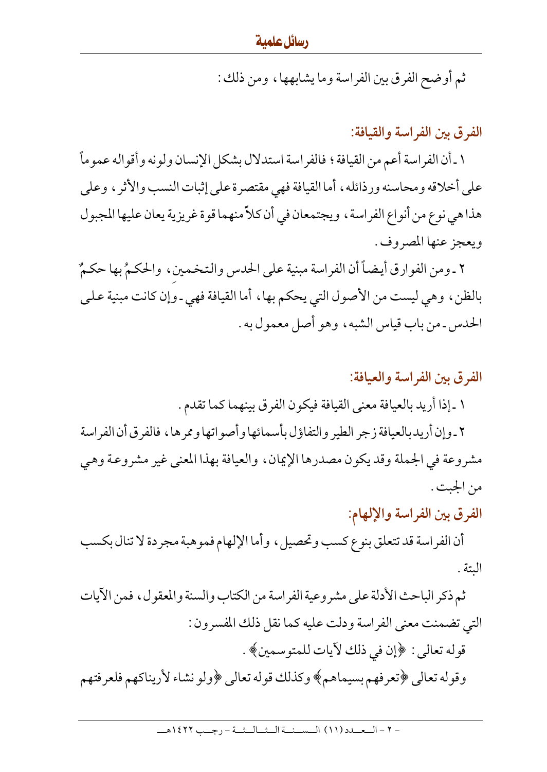ثم أوضح الفرق بين الفراسة وما يشابهها، ومن ذلك:

## الفرق بين الفراسة والقيافة:

١ ـ أن الفراسة أعم من القيافة؛ فالفراسة استدلال بشكل الإنسان ولونه وأقواله عموماً على أخلاقه ومحاسنه ورذائله، أما القيافة فهي مقتصرة على إثبات النسب والأثر، وعلى هذا هي نوع من أنواع الفراسة، ويجتمعان في أن كلاً منهما قوة غريزية يعان عليها المجبول ويعجز عنها المصروف.

٢ ـ ومن الفوارق أيضاً أن الفراسة مبنية على الحدس والتخمين، والحكمُ بها حكمٌ بالظن، وهي ليست من الأصول التي يحكم بها، أما القيافة فهي ـ وإن كانت مبنية على الحدس ـ من باب قياس الشبه، وهو أصل معمول به.

## الفرق بين الفراسة والعيافة:

١ ـ إذا أريد بالعيافة معنى القيافة فيكون الفرق بينهما كما تقدم.

٢ ـ وإن أريد بالعيافة زجر الطير والتفاؤل بأسمائها وأصواتها وممرها، فالفرق أن الفراسة مشروعة في الجملة وقد يكون مصدرها الإيمان، والعيافة بهذا المعنى غير مشروعة وهي من الجبت.

## الفرق بين الفراسة والإلهام:

أن الفراسة قد تتعلق بنوع كسب وتحصيل، وأما الإلهام فموهبة مجردة لا تنال بكسب البتة.

ثم ذكر الباحث الأدلة على مشروعية الفراسة من الكتاب والسنة والمعقول، فمن الآيات التي تضمنت معنى الفراسة ودلت عليه كما نقل ذلك المفسرون:

قوله تعالى: ﴿إن في ذلك لآيات للمتوسمين﴾.

وقوله تعالى ﴿تعرفهم بسيماهم﴾ وكذلك قوله تعالى ﴿ولو نشاء لأريناكهم فلعرفتهم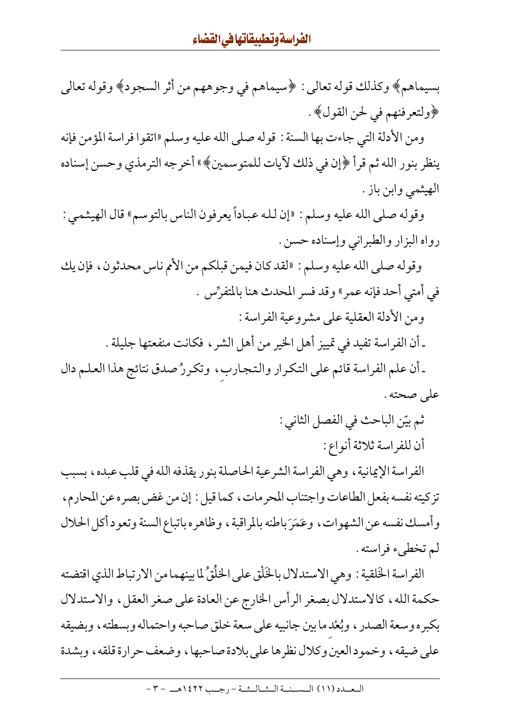بسيماهم﴾ وكذلك قوله تعالى: ﴿سيماهم في وجوههم من أثر السجود﴾ وقوله تعالى ﴿ولتعرفنهم في لحن القول﴾.

ومن الأدلة التي جاءت بها السنة: قوله صلى الله عليه وسلم «اتقوا فراسة المؤمن فإنه ينظر بنور الله ثم قرأ ﴿إن في ذلك لآيات للمتوسمين﴾» أخرجه الترمذي وحسن إسناده الهيثمي وابن باز.

وقوله صلى الله عليه وسلم: «إن لله عباداً يعرفون الناس بالتوسم» قال الهيثمي: رواه البزار والطبراني وإسناده حسن.

وقوله صلى الله عليه وسلم: «لقد كان فيمن قبلكم من الأمم ناس محدثون، فإن يك في أمتي أحد فإنه عمر» وقد فسر المحدث هنا بالمتفرِّس.

ومن الأدلة العقلية على مشروعية الفراسة:

- أن الفراسة تفيد في تمييز أهل الخير من أهل الشر، فكانت منفعتها جليلة.
- أن علم الفراسة قائم على التكرار والتجارب، وتكررُ صدق نتائج هذا العلم دال على صحته.

ثم بيّن الباحث في الفصل الثاني:

أن للفراسة ثلاثة أنواع:

الفراسة الإيمانية، وهي الفراسة الشرعية الحاصلة بنور يقذفه الله في قلب عبده، بسبب تزكيته نفسه بفعل الطاعات واجتناب المحرمات، كما قيل: إن من غض بصره عن المحارم، وأمسك نفسه عن الشهوات، وعَمَرَ باطنه بالمراقبة، وظاهره باتباع السنة وتعود أكل الحلال لم تخطىء فراسته.

الفراسة الخَلقية: وهي الاستدلال بالخَلْق على الخُلُقُ لما بينهما من الارتباط الذي اقتضته حكمة الله، كالاستدلال بصغر الرأس الخارج عن العادة على صغر العقل، والاستدلال بكبره وسعة الصدر، وبُعْد ما بين جانبيه على سعة خلق صاحبه واحتماله وبسطته، وبضيقه على ضيقه، وخمود العين وكلال نظرها على بلادة صاحبها، وضعف حرارة قلقه، وبشدة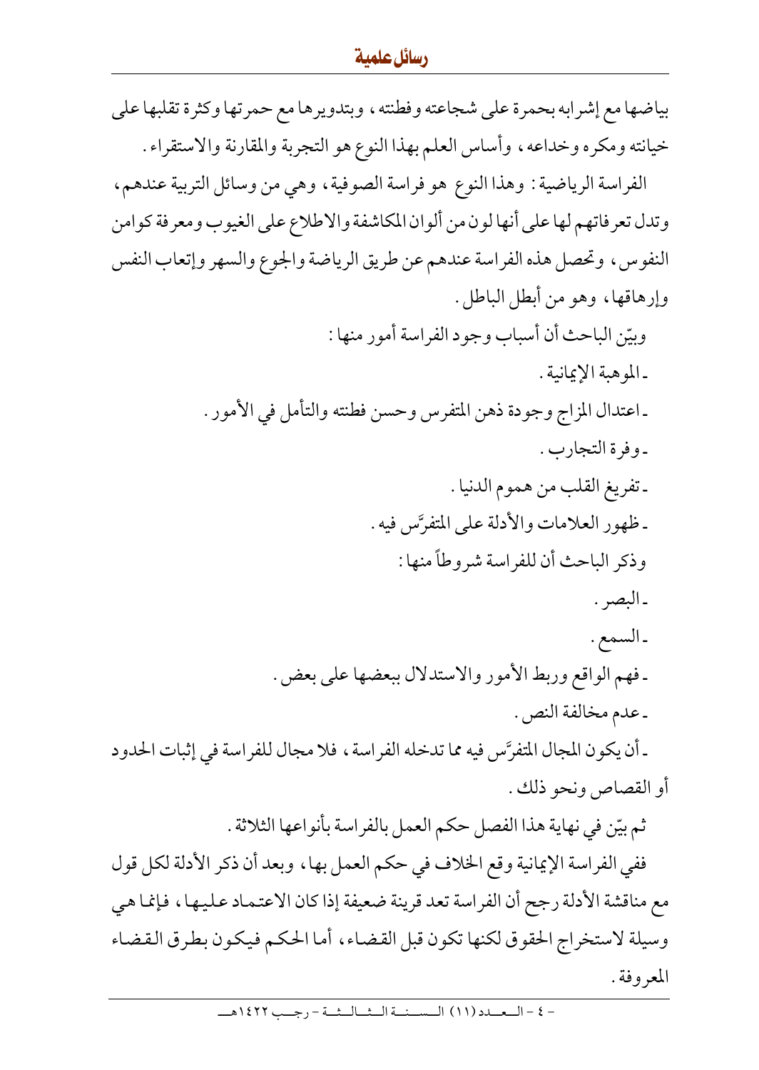بياضها مع إشرابه بحمرة على شجاعته وفطنته، وبتدويرها مع حمرتها وكثرة تقلبها على خيانته ومكره وخداعه، وأساس العلم بهذا النوع هو التجربة والمقارنة والاستقراء.

الفراسة الرياضية: وهذا النوع هو فراسة الصوفية، وهي من وسائل التربية عندهم، وتدل تعرفاتهم لها على أنها لون من ألوان المكاشفة والاطلاع على الغيوب ومعرفة كوامن النفوس، وتحصل هذه الفراسة عندهم عن طريق الرياضة والجوع والسهر وإتعاب النفس وإرهاقها، وهو من أبطل الباطل.

وبيّن الباحث أن أسباب وجود الفراسة أمور منها:

- الموهبة الإيمانية.
- اعتدال المزاج وجودة ذهن المتفرس وحسن فطنته والتأمل في الأمور.
- وفرة التجارب.
- تفريغ القلب من هموم الدنيا.
- ظهور العلامات والأدلة على المتفرَّس فيه.

وذكر الباحث أن للفراسة شروطاً منها:

- البصر.
- السمع.
- فهم الواقع وربط الأمور والاستدلال ببعضها على بعض.
- عدم مخالفة النص.
- أن يكون المجال المتفرَّس فيه مما تدخله الفراسة، فلا مجال للفراسة في إثبات الحدود أو القصاص ونحو ذلك.

ثم بيّن في نهاية هذا الفصل حكم العمل بالفراسة بأنواعها الثلاثة.

ففي الفراسة الإيمانية وقع الخلاف في حكم العمل بها، وبعد أن ذكر الأدلة لكل قول مع مناقشة الأدلة رجح أن الفراسة تعد قرينة ضعيفة إذا كان الاعتماد عليها، فإنما هي وسيلة لاستخراج الحقوق لكنها تكون قبل القضاء، أما الحكم فيكون بطرق القضاء المعروفة.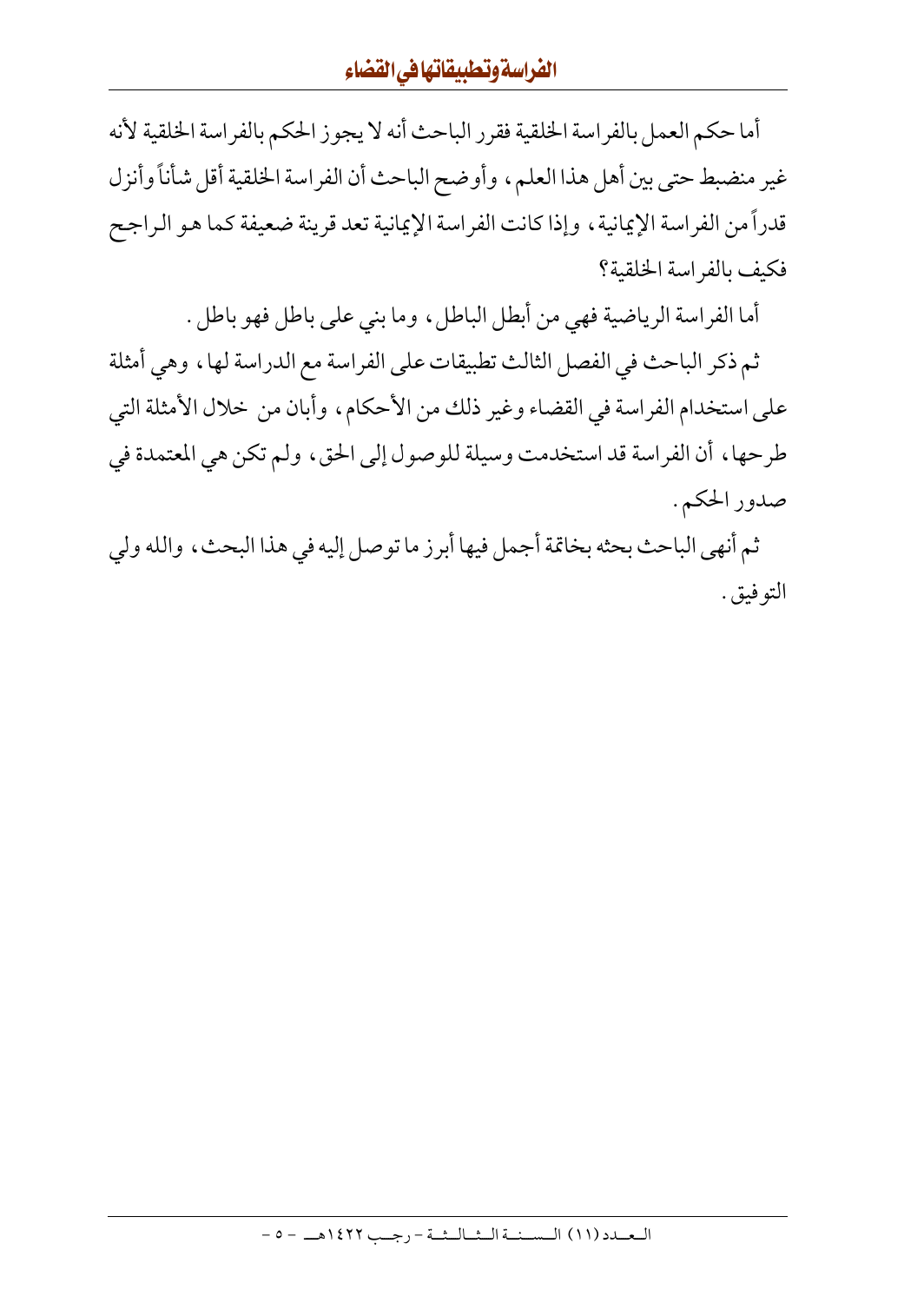أما حكم العمل بالفراسة الخلقية فقرر الباحث أنه لا يجوز الحكم بالفراسة الخلقية لأنه غير منضبط حتى بين أهل هذا العلم، وأوضح الباحث أن الفراسة الخلقية أقل شأناً وأنزل قدراً من الفراسة الإيمانية، وإذا كانت الفراسة الإيمانية تعد قرينة ضعيفة كما هو الراجح فكيف بالفراسة الخلقية؟

أما الفراسة الرياضية فهي من أبطل الباطل، وما بني على باطل فهو باطل.

ثم ذكر الباحث في الفصل الثالث تطبيقات على الفراسة مع الدراسة لها، وهي أمثلة على استخدام الفراسة في القضاء وغير ذلك من الأحكام، وأبان من خلال الأمثلة التي طرحها، أن الفراسة قد استخدمت وسيلة للوصول إلى الحق، ولم تكن هي المعتمدة في صدور الحكم.

ثم أنهى الباحث بحثه بخاتمة أجمل فيها أبرز ما توصل إليه في هذا البحث، والله ولي التوفيق.